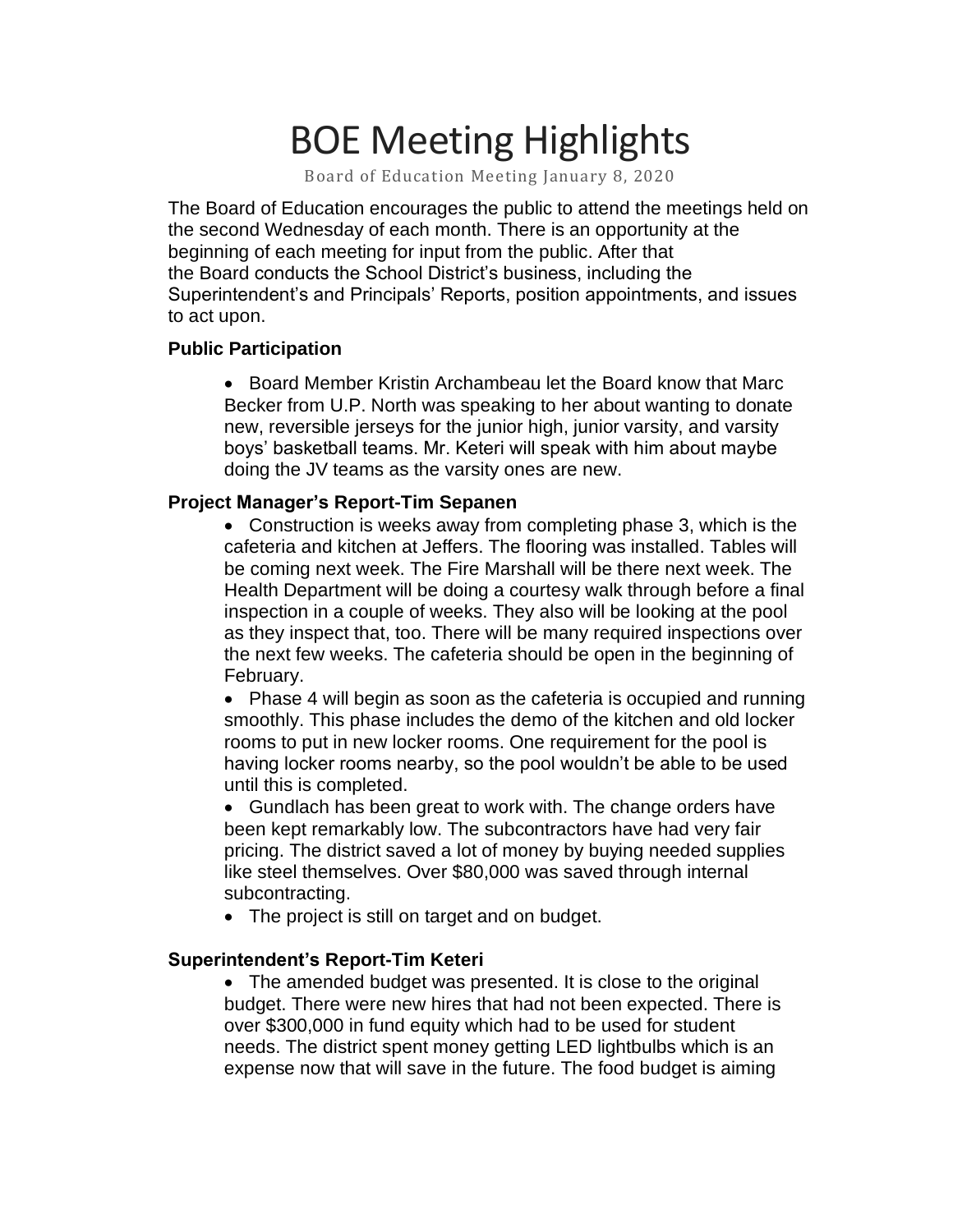# BOE Meeting Highlights

Board of Education Meeting January 8, 2020

The Board of Education encourages the public to attend the meetings held on the second Wednesday of each month. There is an opportunity at the beginning of each meeting for input from the public. After that the Board conducts the School District's business, including the Superintendent's and Principals' Reports, position appointments, and issues to act upon.

**Public Participation**

- Board Member Kristin Archambeau let the Board know that Marc Becker from U.P. North was speaking to her about wanting to donate new, reversible jerseys for the junior high, junior varsity, and varsity boys' basketball teams. Mr. Keteri will speak with him about maybe doing the JV teams as the varsity ones are new.

**Project Manager's Report-Tim Sepanen**

- Construction is weeks away from completing phase 3, which is the cafeteria and kitchen at Jeffers. The flooring was installed. Tables will be coming next week. The Fire Marshall will be there next week. The Health Department will be doing a courtesy walk through before a final inspection in a couple of weeks. They also will be looking at the pool as they inspect that, too. There will be many required inspections over the next few weeks. The cafeteria should be open in the beginning of February.
- Phase 4 will begin as soon as the cafeteria is occupied and running smoothly. This phase includes the demo of the kitchen and old locker rooms to put in new locker rooms. One requirement for the pool is having locker rooms nearby, so the pool wouldn't be able to be used until this is completed.
- Gundlach has been great to work with. The change orders have been kept remarkably low. The subcontractors have had very fair pricing. The district saved a lot of money by buying needed supplies like steel themselves. Over $80,000 was saved through internal subcontracting.
- The project is still on target and on budget.

**Superintendent's Report-Tim Keteri**

- The amended budget was presented. It is close to the original budget. There were new hires that had not been expected. There is over $300,000 in fund equity which had to be used for student needs. The district spent money getting LED lightbulbs which is an expense now that will save in the future. The food budget is aiming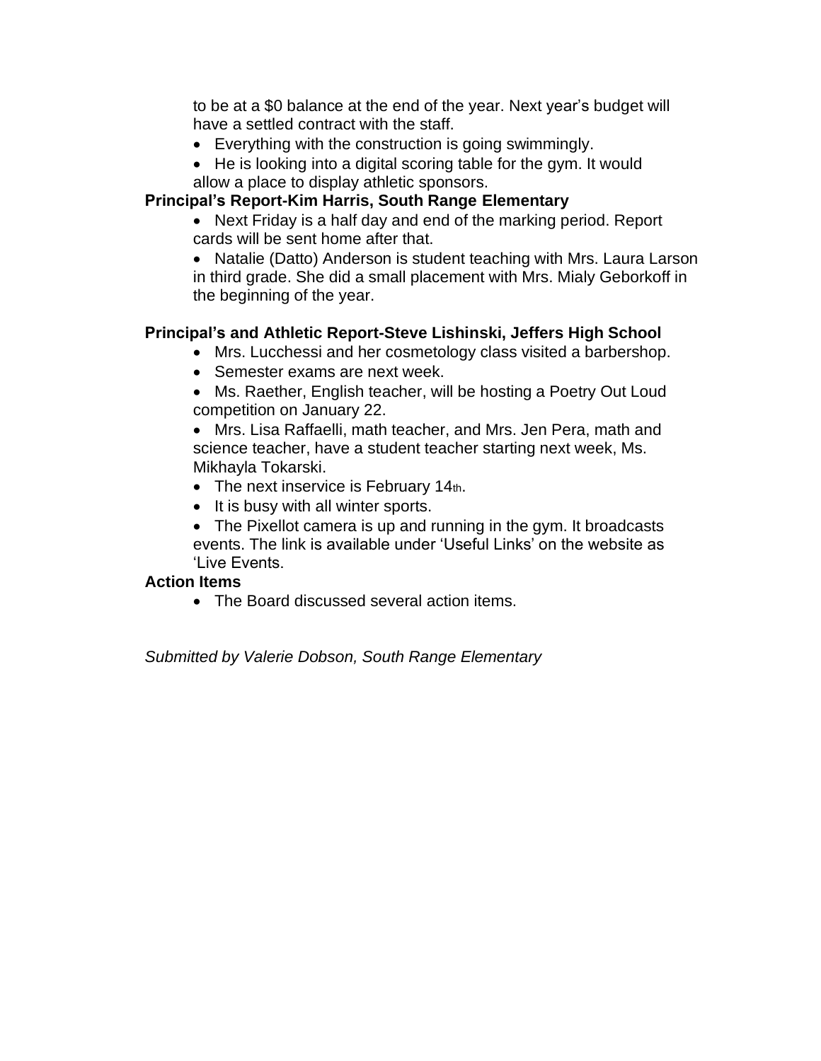to be at a $0 balance at the end of the year. Next year's budget will have a settled contract with the staff.

- Everything with the construction is going swimmingly.
- He is looking into a digital scoring table for the gym. It would allow a place to display athletic sponsors.

**Principal's Report-Kim Harris, South Range Elementary**

- Next Friday is a half day and end of the marking period. Report cards will be sent home after that.
- Natalie (Datto) Anderson is student teaching with Mrs. Laura Larson in third grade. She did a small placement with Mrs. Mialy Geborkoff in the beginning of the year.

**Principal's and Athletic Report-Steve Lishinski, Jeffers High School**

- Mrs. Lucchessi and her cosmetology class visited a barbershop.
- Semester exams are next week.
- Ms. Raether, English teacher, will be hosting a Poetry Out Loud competition on January 22.
- Mrs. Lisa Raffaelli, math teacher, and Mrs. Jen Pera, math and science teacher, have a student teacher starting next week, Ms. Mikhayla Tokarski.
- The next inservice is February 14th.
- It is busy with all winter sports.
- The Pixellot camera is up and running in the gym. It broadcasts events. The link is available under 'Useful Links' on the website as 'Live Events.

**Action Items**

- The Board discussed several action items.

*Submitted by Valerie Dobson, South Range Elementary*